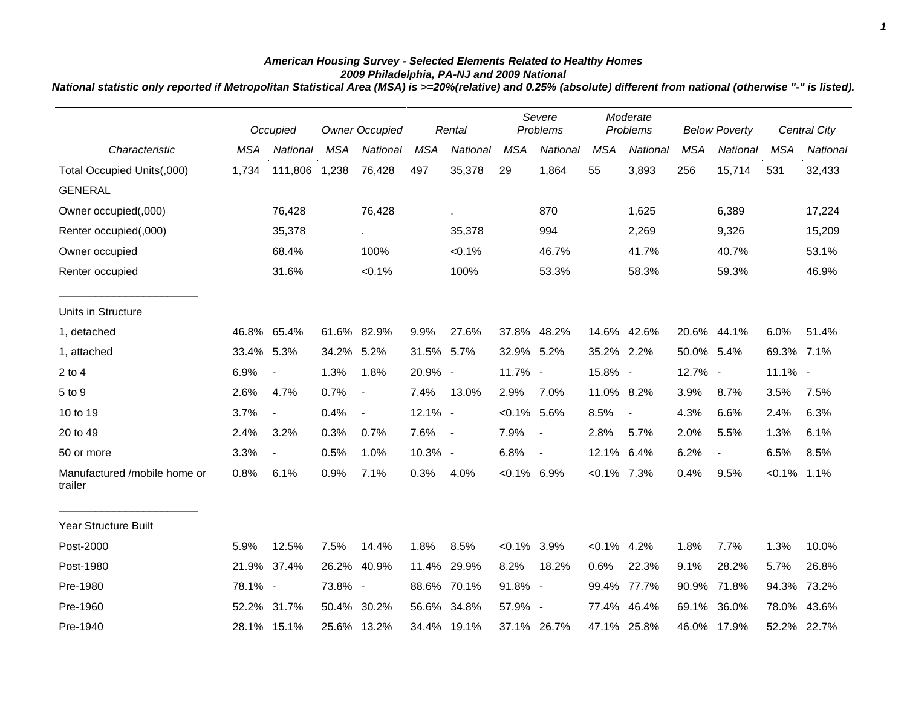***American Housing Survey - Selected Elements Related to Healthy Homes***
***2009 Philadelphia, PA-NJ and 2009 National***
***National statistic only reported if Metropolitan Statistical Area (MSA) is >=20%(relative) and 0.25% (absolute) different from national (otherwise "-" is listed).***

| | *Occupied* | | *Owner Occupied* | | *Rental* | | *Severe Problems* | | *Moderate Problems* | | *Below Poverty* | | *Central City* | |
|---|---|---|---|---|---|---|---|---|---|---|---|---|---|---|
| *Characteristic* | *MSA* | *National* | *MSA* | *National* | *MSA* | *National* | *MSA* | *National* | *MSA* | *National* | *MSA* | *National* | *MSA* | *National* |
| Total Occupied Units(,000) | 1,734 | 111,806 | 1,238 | 76,428 | 497 | 35,378 | 29 | 1,864 | 55 | 3,893 | 256 | 15,714 | 531 | 32,433 |
| GENERAL | | | | | | | | | | | | | | |
| Owner occupied(,000) | | 76,428 | | 76,428 | | . | | 870 | | 1,625 | | 6,389 | | 17,224 |
| Renter occupied(,000) | | 35,378 | | . | | 35,378 | | 994 | | 2,269 | | 9,326 | | 15,209 |
| Owner occupied | | 68.4% | | 100% | | <0.1% | | 46.7% | | 41.7% | | 40.7% | | 53.1% |
| Renter occupied | | 31.6% | | <0.1% | | 100% | | 53.3% | | 58.3% | | 59.3% | | 46.9% |
| Units in Structure | | | | | | | | | | | | | | |
| 1, detached | 46.8% | 65.4% | 61.6% | 82.9% | 9.9% | 27.6% | 37.8% | 48.2% | 14.6% | 42.6% | 20.6% | 44.1% | 6.0% | 51.4% |
| 1, attached | 33.4% | 5.3% | 34.2% | 5.2% | 31.5% | 5.7% | 32.9% | 5.2% | 35.2% | 2.2% | 50.0% | 5.4% | 69.3% | 7.1% |
| 2 to 4 | 6.9% | - | 1.3% | 1.8% | 20.9% | - | 11.7% | - | 15.8% | - | 12.7% | - | 11.1% | - |
| 5 to 9 | 2.6% | 4.7% | 0.7% | - | 7.4% | 13.0% | 2.9% | 7.0% | 11.0% | 8.2% | 3.9% | 8.7% | 3.5% | 7.5% |
| 10 to 19 | 3.7% | - | 0.4% | - | 12.1% | - | <0.1% | 5.6% | 8.5% | - | 4.3% | 6.6% | 2.4% | 6.3% |
| 20 to 49 | 2.4% | 3.2% | 0.3% | 0.7% | 7.6% | - | 7.9% | - | 2.8% | 5.7% | 2.0% | 5.5% | 1.3% | 6.1% |
| 50 or more | 3.3% | - | 0.5% | 1.0% | 10.3% | - | 6.8% | - | 12.1% | 6.4% | 6.2% | - | 6.5% | 8.5% |
| Manufactured /mobile home or trailer | 0.8% | 6.1% | 0.9% | 7.1% | 0.3% | 4.0% | <0.1% | 6.9% | <0.1% | 7.3% | 0.4% | 9.5% | <0.1% | 1.1% |
| Year Structure Built | | | | | | | | | | | | | | |
| Post-2000 | 5.9% | 12.5% | 7.5% | 14.4% | 1.8% | 8.5% | <0.1% | 3.9% | <0.1% | 4.2% | 1.8% | 7.7% | 1.3% | 10.0% |
| Post-1980 | 21.9% | 37.4% | 26.2% | 40.9% | 11.4% | 29.9% | 8.2% | 18.2% | 0.6% | 22.3% | 9.1% | 28.2% | 5.7% | 26.8% |
| Pre-1980 | 78.1% | - | 73.8% | - | 88.6% | 70.1% | 91.8% | - | 99.4% | 77.7% | 90.9% | 71.8% | 94.3% | 73.2% |
| Pre-1960 | 52.2% | 31.7% | 50.4% | 30.2% | 56.6% | 34.8% | 57.9% | - | 77.4% | 46.4% | 69.1% | 36.0% | 78.0% | 43.6% |
| Pre-1940 | 28.1% | 15.1% | 25.6% | 13.2% | 34.4% | 19.1% | 37.1% | 26.7% | 47.1% | 25.8% | 46.0% | 17.9% | 52.2% | 22.7% |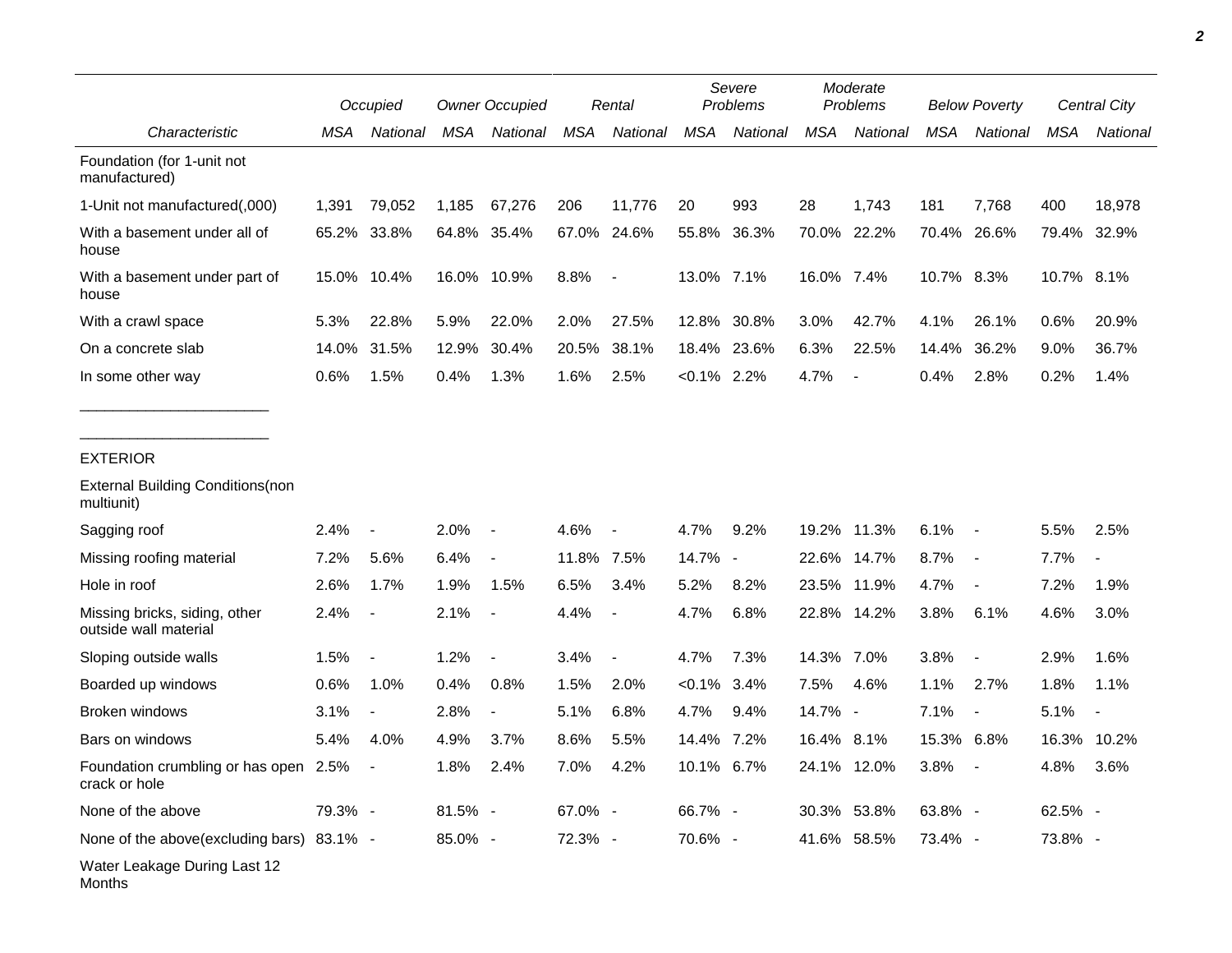| | Occupied | | Owner Occupied | | Rental | | Severe Problems | | Moderate Problems | | Below Poverty | | Central City | |
|---|---|---|---|---|---|---|---|---|---|---|---|---|---|---|
| Characteristic | MSA | National | MSA | National | MSA | National | MSA | National | MSA | National | MSA | National | MSA | National |
| Foundation (for 1-unit not manufactured) | | | | | | | | | | | | | | |
| 1-Unit not manufactured(,000) | 1,391 | 79,052 | 1,185 | 67,276 | 206 | 11,776 | 20 | 993 | 28 | 1,743 | 181 | 7,768 | 400 | 18,978 |
| With a basement under all of house | 65.2% | 33.8% | 64.8% | 35.4% | 67.0% | 24.6% | 55.8% | 36.3% | 70.0% | 22.2% | 70.4% | 26.6% | 79.4% | 32.9% |
| With a basement under part of house | 15.0% | 10.4% | 16.0% | 10.9% | 8.8% | - | 13.0% | 7.1% | 16.0% | 7.4% | 10.7% | 8.3% | 10.7% | 8.1% |
| With a crawl space | 5.3% | 22.8% | 5.9% | 22.0% | 2.0% | 27.5% | 12.8% | 30.8% | 3.0% | 42.7% | 4.1% | 26.1% | 0.6% | 20.9% |
| On a concrete slab | 14.0% | 31.5% | 12.9% | 30.4% | 20.5% | 38.1% | 18.4% | 23.6% | 6.3% | 22.5% | 14.4% | 36.2% | 9.0% | 36.7% |
| In some other way | 0.6% | 1.5% | 0.4% | 1.3% | 1.6% | 2.5% | <0.1% | 2.2% | 4.7% | - | 0.4% | 2.8% | 0.2% | 1.4% |
| EXTERIOR | | | | | | | | | | | | | | |
| External Building Conditions(non multiunit) | | | | | | | | | | | | | | |
| Sagging roof | 2.4% | - | 2.0% | - | 4.6% | - | 4.7% | 9.2% | 19.2% | 11.3% | 6.1% | - | 5.5% | 2.5% |
| Missing roofing material | 7.2% | 5.6% | 6.4% | - | 11.8% | 7.5% | 14.7% | - | 22.6% | 14.7% | 8.7% | - | 7.7% | - |
| Hole in roof | 2.6% | 1.7% | 1.9% | 1.5% | 6.5% | 3.4% | 5.2% | 8.2% | 23.5% | 11.9% | 4.7% | - | 7.2% | 1.9% |
| Missing bricks, siding, other outside wall material | 2.4% | - | 2.1% | - | 4.4% | - | 4.7% | 6.8% | 22.8% | 14.2% | 3.8% | 6.1% | 4.6% | 3.0% |
| Sloping outside walls | 1.5% | - | 1.2% | - | 3.4% | - | 4.7% | 7.3% | 14.3% | 7.0% | 3.8% | - | 2.9% | 1.6% |
| Boarded up windows | 0.6% | 1.0% | 0.4% | 0.8% | 1.5% | 2.0% | <0.1% | 3.4% | 7.5% | 4.6% | 1.1% | 2.7% | 1.8% | 1.1% |
| Broken windows | 3.1% | - | 2.8% | - | 5.1% | 6.8% | 4.7% | 9.4% | 14.7% | - | 7.1% | - | 5.1% | - |
| Bars on windows | 5.4% | 4.0% | 4.9% | 3.7% | 8.6% | 5.5% | 14.4% | 7.2% | 16.4% | 8.1% | 15.3% | 6.8% | 16.3% | 10.2% |
| Foundation crumbling or has open crack or hole | 2.5% | - | 1.8% | 2.4% | 7.0% | 4.2% | 10.1% | 6.7% | 24.1% | 12.0% | 3.8% | - | 4.8% | 3.6% |
| None of the above | 79.3% | - | 81.5% | - | 67.0% | - | 66.7% | - | 30.3% | 53.8% | 63.8% | - | 62.5% | - |
| None of the above(excluding bars) | 83.1% | - | 85.0% | - | 72.3% | - | 70.6% | - | 41.6% | 58.5% | 73.4% | - | 73.8% | - |
| Water Leakage During Last 12 Months | | | | | | | | | | | | | | |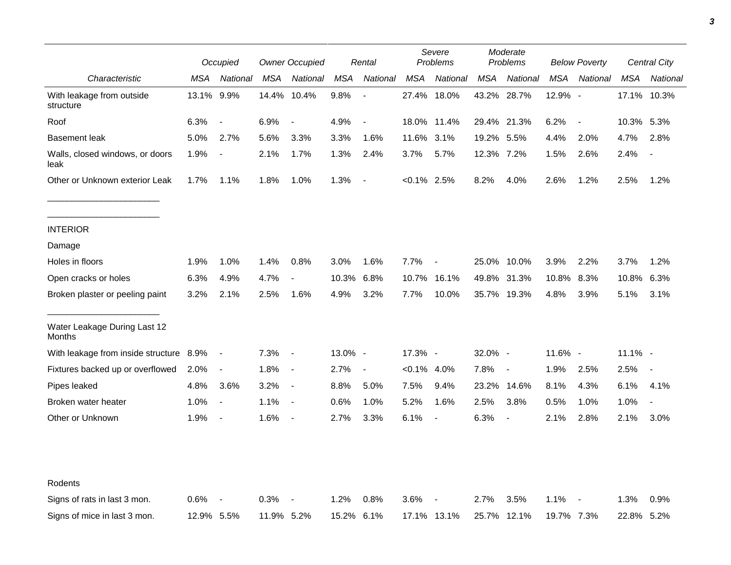| | Occupied | | Owner Occupied | | Rental | | Severe Problems | | Moderate Problems | | Below Poverty | | Central City | |
|---|---|---|---|---|---|---|---|---|---|---|---|---|---|---|
| Characteristic | MSA | National | MSA | National | MSA | National | MSA | National | MSA | National | MSA | National | MSA | National |
| With leakage from outside structure | 13.1% | 9.9% | 14.4% | 10.4% | 9.8% | - | 27.4% | 18.0% | 43.2% | 28.7% | 12.9% | - | 17.1% | 10.3% |
| Roof | 6.3% | - | 6.9% | - | 4.9% | - | 18.0% | 11.4% | 29.4% | 21.3% | 6.2% | - | 10.3% | 5.3% |
| Basement leak | 5.0% | 2.7% | 5.6% | 3.3% | 3.3% | 1.6% | 11.6% | 3.1% | 19.2% | 5.5% | 4.4% | 2.0% | 4.7% | 2.8% |
| Walls, closed windows, or doors leak | 1.9% | - | 2.1% | 1.7% | 1.3% | 2.4% | 3.7% | 5.7% | 12.3% | 7.2% | 1.5% | 2.6% | 2.4% | - |
| Other or Unknown exterior Leak | 1.7% | 1.1% | 1.8% | 1.0% | 1.3% | - | <0.1% | 2.5% | 8.2% | 4.0% | 2.6% | 1.2% | 2.5% | 1.2% |
| INTERIOR | | | | | | | | | | | | | | |
| Damage | | | | | | | | | | | | | | |
| Holes in floors | 1.9% | 1.0% | 1.4% | 0.8% | 3.0% | 1.6% | 7.7% | - | 25.0% | 10.0% | 3.9% | 2.2% | 3.7% | 1.2% |
| Open cracks or holes | 6.3% | 4.9% | 4.7% | - | 10.3% | 6.8% | 10.7% | 16.1% | 49.8% | 31.3% | 10.8% | 8.3% | 10.8% | 6.3% |
| Broken plaster or peeling paint | 3.2% | 2.1% | 2.5% | 1.6% | 4.9% | 3.2% | 7.7% | 10.0% | 35.7% | 19.3% | 4.8% | 3.9% | 5.1% | 3.1% |
| Water Leakage During Last 12 Months | | | | | | | | | | | | | | |
| With leakage from inside structure | 8.9% | - | 7.3% | - | 13.0% | - | 17.3% | - | 32.0% | - | 11.6% | - | 11.1% | - |
| Fixtures backed up or overflowed | 2.0% | - | 1.8% | - | 2.7% | - | <0.1% | 4.0% | 7.8% | - | 1.9% | 2.5% | 2.5% | - |
| Pipes leaked | 4.8% | 3.6% | 3.2% | - | 8.8% | 5.0% | 7.5% | 9.4% | 23.2% | 14.6% | 8.1% | 4.3% | 6.1% | 4.1% |
| Broken water heater | 1.0% | - | 1.1% | - | 0.6% | 1.0% | 5.2% | 1.6% | 2.5% | 3.8% | 0.5% | 1.0% | 1.0% | - |
| Other or Unknown | 1.9% | - | 1.6% | - | 2.7% | 3.3% | 6.1% | - | 6.3% | - | 2.1% | 2.8% | 2.1% | 3.0% |
| Rodents | | | | | | | | | | | | | | |
| Signs of rats in last 3 mon. | 0.6% | - | 0.3% | - | 1.2% | 0.8% | 3.6% | - | 2.7% | 3.5% | 1.1% | - | 1.3% | 0.9% |
| Signs of mice in last 3 mon. | 12.9% | 5.5% | 11.9% | 5.2% | 15.2% | 6.1% | 17.1% | 13.1% | 25.7% | 12.1% | 19.7% | 7.3% | 22.8% | 5.2% |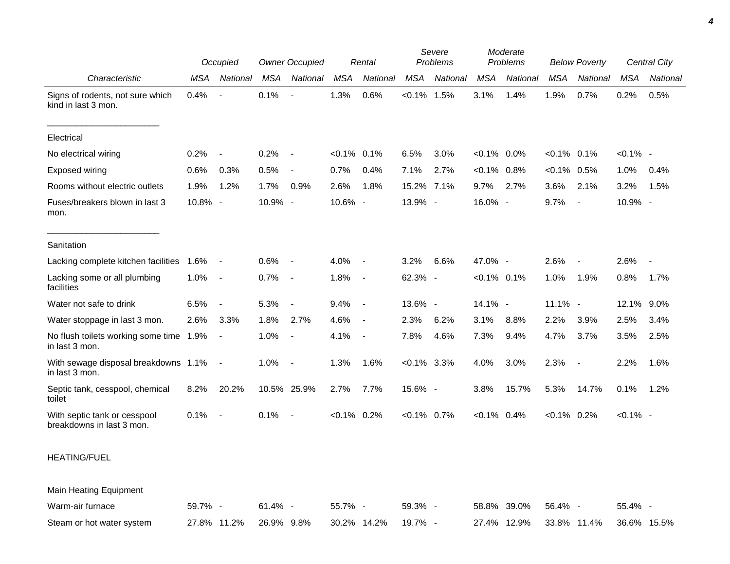| Characteristic | Occupied | | Owner Occupied | | Rental | | Severe Problems | | Moderate Problems | | Below Poverty | | Central City | |
|---|---|---|---|---|---|---|---|---|---|---|---|---|---|---|
| | MSA | National | MSA | National | MSA | National | MSA | National | MSA | National | MSA | National | MSA | National |
| Signs of rodents, not sure which kind in last 3 mon. | 0.4% | - | 0.1% | - | 1.3% | 0.6% | <0.1% | 1.5% | 3.1% | 1.4% | 1.9% | 0.7% | 0.2% | 0.5% |
| Electrical | | | | | | | | | | | | | | |
| No electrical wiring | 0.2% | - | 0.2% | - | <0.1% | 0.1% | 6.5% | 3.0% | <0.1% | 0.0% | <0.1% | 0.1% | <0.1% | - |
| Exposed wiring | 0.6% | 0.3% | 0.5% | - | 0.7% | 0.4% | 7.1% | 2.7% | <0.1% | 0.8% | <0.1% | 0.5% | 1.0% | 0.4% |
| Rooms without electric outlets | 1.9% | 1.2% | 1.7% | 0.9% | 2.6% | 1.8% | 15.2% | 7.1% | 9.7% | 2.7% | 3.6% | 2.1% | 3.2% | 1.5% |
| Fuses/breakers blown in last 3 mon. | 10.8% | - | 10.9% | - | 10.6% | - | 13.9% | - | 16.0% | - | 9.7% | - | 10.9% | - |
| Sanitation | | | | | | | | | | | | | | |
| Lacking complete kitchen facilities | 1.6% | - | 0.6% | - | 4.0% | - | 3.2% | 6.6% | 47.0% | - | 2.6% | - | 2.6% | - |
| Lacking some or all plumbing facilities | 1.0% | - | 0.7% | - | 1.8% | - | 62.3% | - | <0.1% | 0.1% | 1.0% | 1.9% | 0.8% | 1.7% |
| Water not safe to drink | 6.5% | - | 5.3% | - | 9.4% | - | 13.6% | - | 14.1% | - | 11.1% | - | 12.1% | 9.0% |
| Water stoppage in last 3 mon. | 2.6% | 3.3% | 1.8% | 2.7% | 4.6% | - | 2.3% | 6.2% | 3.1% | 8.8% | 2.2% | 3.9% | 2.5% | 3.4% |
| No flush toilets working some time in last 3 mon. | 1.9% | - | 1.0% | - | 4.1% | - | 7.8% | 4.6% | 7.3% | 9.4% | 4.7% | 3.7% | 3.5% | 2.5% |
| With sewage disposal breakdowns in last 3 mon. | 1.1% | - | 1.0% | - | 1.3% | 1.6% | <0.1% | 3.3% | 4.0% | 3.0% | 2.3% | - | 2.2% | 1.6% |
| Septic tank, cesspool, chemical toilet | 8.2% | 20.2% | 10.5% | 25.9% | 2.7% | 7.7% | 15.6% | - | 3.8% | 15.7% | 5.3% | 14.7% | 0.1% | 1.2% |
| With septic tank or cesspool breakdowns in last 3 mon. | 0.1% | - | 0.1% | - | <0.1% | 0.2% | <0.1% | 0.7% | <0.1% | 0.4% | <0.1% | 0.2% | <0.1% | - |
| HEATING/FUEL | | | | | | | | | | | | | | |
| Main Heating Equipment | | | | | | | | | | | | | | |
| Warm-air furnace | 59.7% | - | 61.4% | - | 55.7% | - | 59.3% | - | 58.8% | 39.0% | 56.4% | - | 55.4% | - |
| Steam or hot water system | 27.8% | 11.2% | 26.9% | 9.8% | 30.2% | 14.2% | 19.7% | - | 27.4% | 12.9% | 33.8% | 11.4% | 36.6% | 15.5% |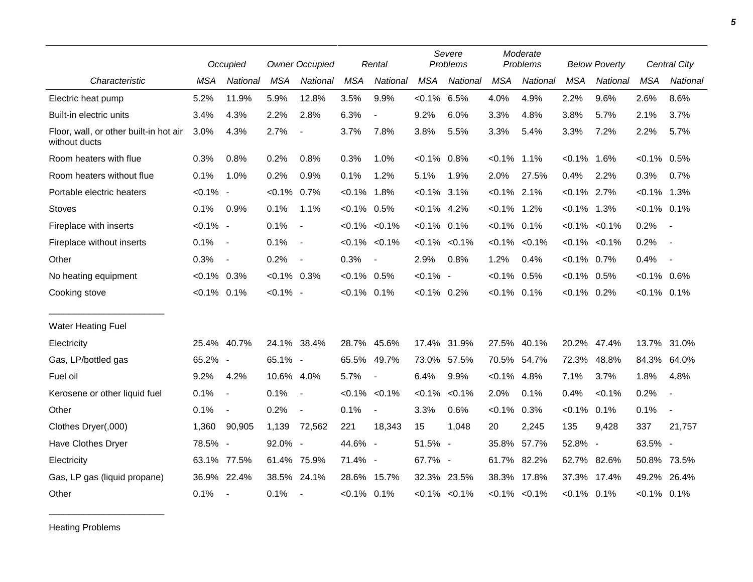| | Occupied | | Owner Occupied | | Rental | | Severe Problems | | Moderate Problems | | Below Poverty | | Central City | |
|---|---|---|---|---|---|---|---|---|---|---|---|---|---|---|
| *Characteristic* | *MSA* | *National* | *MSA* | *National* | *MSA* | *National* | *MSA* | *National* | *MSA* | *National* | *MSA* | *National* | *MSA* | *National* |
| Electric heat pump | 5.2% | 11.9% | 5.9% | 12.8% | 3.5% | 9.9% | <0.1% | 6.5% | 4.0% | 4.9% | 2.2% | 9.6% | 2.6% | 8.6% |
| Built-in electric units | 3.4% | 4.3% | 2.2% | 2.8% | 6.3% | - | 9.2% | 6.0% | 3.3% | 4.8% | 3.8% | 5.7% | 2.1% | 3.7% |
| Floor, wall, or other built-in hot air without ducts | 3.0% | 4.3% | 2.7% | - | 3.7% | 7.8% | 3.8% | 5.5% | 3.3% | 5.4% | 3.3% | 7.2% | 2.2% | 5.7% |
| Room heaters with flue | 0.3% | 0.8% | 0.2% | 0.8% | 0.3% | 1.0% | <0.1% | 0.8% | <0.1% | 1.1% | <0.1% | 1.6% | <0.1% | 0.5% |
| Room heaters without flue | 0.1% | 1.0% | 0.2% | 0.9% | 0.1% | 1.2% | 5.1% | 1.9% | 2.0% | 27.5% | 0.4% | 2.2% | 0.3% | 0.7% |
| Portable electric heaters | <0.1% | - | <0.1% | 0.7% | <0.1% | 1.8% | <0.1% | 3.1% | <0.1% | 2.1% | <0.1% | 2.7% | <0.1% | 1.3% |
| Stoves | 0.1% | 0.9% | 0.1% | 1.1% | <0.1% | 0.5% | <0.1% | 4.2% | <0.1% | 1.2% | <0.1% | 1.3% | <0.1% | 0.1% |
| Fireplace with inserts | <0.1% | - | 0.1% | - | <0.1% | <0.1% | <0.1% | 0.1% | <0.1% | 0.1% | <0.1% | <0.1% | 0.2% | - |
| Fireplace without inserts | 0.1% | - | 0.1% | - | <0.1% | <0.1% | <0.1% | <0.1% | <0.1% | <0.1% | <0.1% | <0.1% | 0.2% | - |
| Other | 0.3% | - | 0.2% | - | 0.3% | - | 2.9% | 0.8% | 1.2% | 0.4% | <0.1% | 0.7% | 0.4% | - |
| No heating equipment | <0.1% | 0.3% | <0.1% | 0.3% | <0.1% | 0.5% | <0.1% | - | <0.1% | 0.5% | <0.1% | 0.5% | <0.1% | 0.6% |
| Cooking stove | <0.1% | 0.1% | <0.1% | - | <0.1% | 0.1% | <0.1% | 0.2% | <0.1% | 0.1% | <0.1% | 0.2% | <0.1% | 0.1% |
| Water Heating Fuel | | | | | | | | | | | | | | |
| Electricity | 25.4% | 40.7% | 24.1% | 38.4% | 28.7% | 45.6% | 17.4% | 31.9% | 27.5% | 40.1% | 20.2% | 47.4% | 13.7% | 31.0% |
| Gas, LP/bottled gas | 65.2% | - | 65.1% | - | 65.5% | 49.7% | 73.0% | 57.5% | 70.5% | 54.7% | 72.3% | 48.8% | 84.3% | 64.0% |
| Fuel oil | 9.2% | 4.2% | 10.6% | 4.0% | 5.7% | - | 6.4% | 9.9% | <0.1% | 4.8% | 7.1% | 3.7% | 1.8% | 4.8% |
| Kerosene or other liquid fuel | 0.1% | - | 0.1% | - | <0.1% | <0.1% | <0.1% | <0.1% | 2.0% | 0.1% | 0.4% | <0.1% | 0.2% | - |
| Other | 0.1% | - | 0.2% | - | 0.1% | - | 3.3% | 0.6% | <0.1% | 0.3% | <0.1% | 0.1% | 0.1% | - |
| Clothes Dryer(,000) | 1,360 | 90,905 | 1,139 | 72,562 | 221 | 18,343 | 15 | 1,048 | 20 | 2,245 | 135 | 9,428 | 337 | 21,757 |
| Have Clothes Dryer | 78.5% | - | 92.0% | - | 44.6% | - | 51.5% | - | 35.8% | 57.7% | 52.8% | - | 63.5% | - |
| Electricity | 63.1% | 77.5% | 61.4% | 75.9% | 71.4% | - | 67.7% | - | 61.7% | 82.2% | 62.7% | 82.6% | 50.8% | 73.5% |
| Gas, LP gas (liquid propane) | 36.9% | 22.4% | 38.5% | 24.1% | 28.6% | 15.7% | 32.3% | 23.5% | 38.3% | 17.8% | 37.3% | 17.4% | 49.2% | 26.4% |
| Other | 0.1% | - | 0.1% | - | <0.1% | 0.1% | <0.1% | <0.1% | <0.1% | <0.1% | <0.1% | 0.1% | <0.1% | 0.1% |

Heating Problems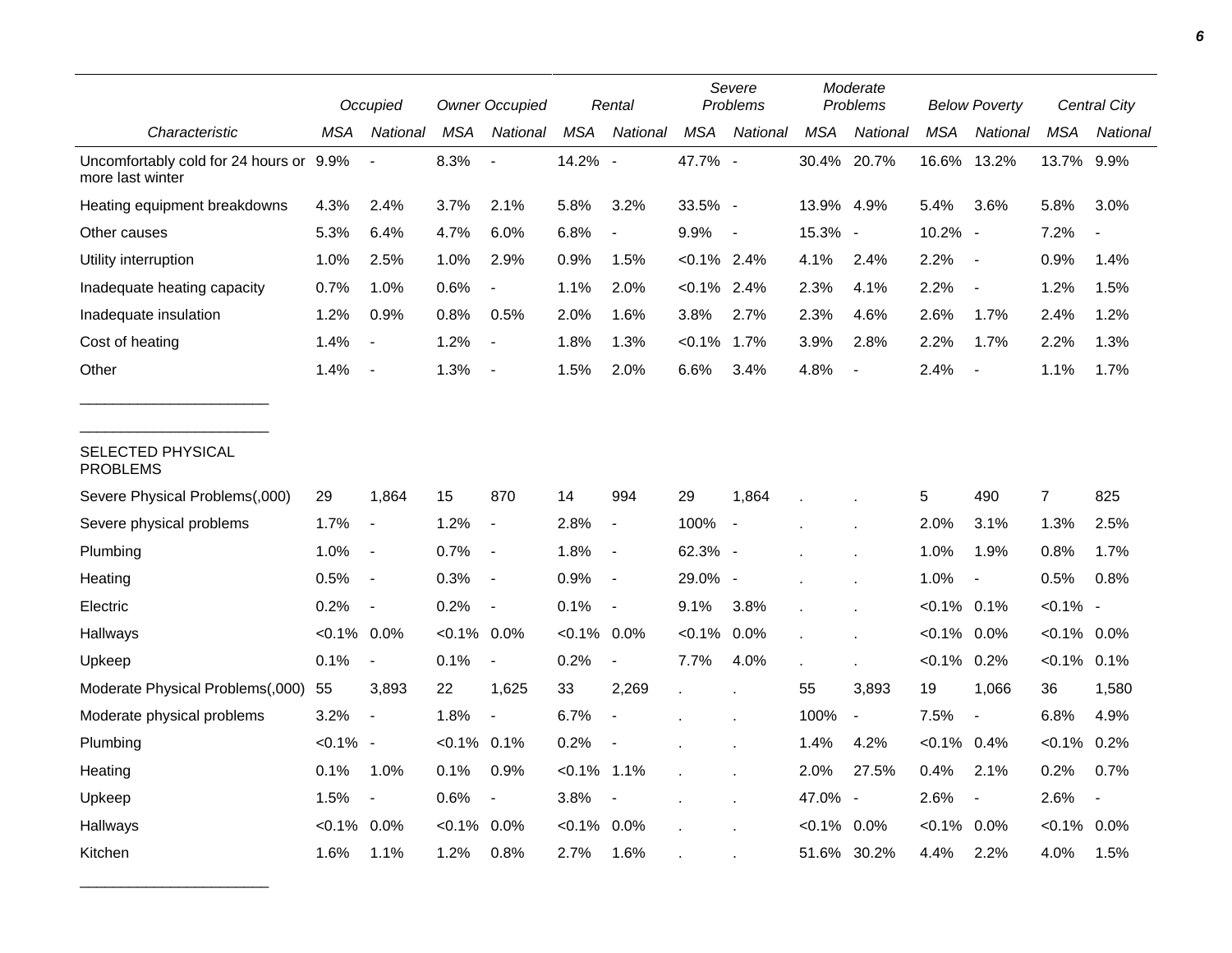| Characteristic | Occupied | | Owner Occupied | | Rental | | Severe Problems | | Moderate Problems | | Below Poverty | | Central City | |
|---|---|---|---|---|---|---|---|---|---|---|---|---|---|---|
| | MSA | National | MSA | National | MSA | National | MSA | National | MSA | National | MSA | National | MSA | National |
| Uncomfortably cold for 24 hours or more last winter | 9.9% | - | 8.3% | - | 14.2% | - | 47.7% | - | 30.4% | 20.7% | 16.6% | 13.2% | 13.7% | 9.9% |
| Heating equipment breakdowns | 4.3% | 2.4% | 3.7% | 2.1% | 5.8% | 3.2% | 33.5% | - | 13.9% | 4.9% | 5.4% | 3.6% | 5.8% | 3.0% |
| Other causes | 5.3% | 6.4% | 4.7% | 6.0% | 6.8% | - | 9.9% | - | 15.3% | - | 10.2% | - | 7.2% | - |
| Utility interruption | 1.0% | 2.5% | 1.0% | 2.9% | 0.9% | 1.5% | <0.1% | 2.4% | 4.1% | 2.4% | 2.2% | - | 0.9% | 1.4% |
| Inadequate heating capacity | 0.7% | 1.0% | 0.6% | - | 1.1% | 2.0% | <0.1% | 2.4% | 2.3% | 4.1% | 2.2% | - | 1.2% | 1.5% |
| Inadequate insulation | 1.2% | 0.9% | 0.8% | 0.5% | 2.0% | 1.6% | 3.8% | 2.7% | 2.3% | 4.6% | 2.6% | 1.7% | 2.4% | 1.2% |
| Cost of heating | 1.4% | - | 1.2% | - | 1.8% | 1.3% | <0.1% | 1.7% | 3.9% | 2.8% | 2.2% | 1.7% | 2.2% | 1.3% |
| Other | 1.4% | - | 1.3% | - | 1.5% | 2.0% | 6.6% | 3.4% | 4.8% | - | 2.4% | - | 1.1% | 1.7% |
| SELECTED PHYSICAL PROBLEMS | | | | | | | | | | | | | | |
| Severe Physical Problems(,000) | 29 | 1,864 | 15 | 870 | 14 | 994 | 29 | 1,864 | . | . | 5 | 490 | 7 | 825 |
| Severe physical problems | 1.7% | - | 1.2% | - | 2.8% | - | 100% | - | . | . | 2.0% | 3.1% | 1.3% | 2.5% |
| Plumbing | 1.0% | - | 0.7% | - | 1.8% | - | 62.3% | - | . | . | 1.0% | 1.9% | 0.8% | 1.7% |
| Heating | 0.5% | - | 0.3% | - | 0.9% | - | 29.0% | - | . | . | 1.0% | - | 0.5% | 0.8% |
| Electric | 0.2% | - | 0.2% | - | 0.1% | - | 9.1% | 3.8% | . | . | <0.1% | 0.1% | <0.1% | - |
| Hallways | <0.1% | 0.0% | <0.1% | 0.0% | <0.1% | 0.0% | <0.1% | 0.0% | . | . | <0.1% | 0.0% | <0.1% | 0.0% |
| Upkeep | 0.1% | - | 0.1% | - | 0.2% | - | 7.7% | 4.0% | . | . | <0.1% | 0.2% | <0.1% | 0.1% |
| Moderate Physical Problems(,000) | 55 | 3,893 | 22 | 1,625 | 33 | 2,269 | . | . | 55 | 3,893 | 19 | 1,066 | 36 | 1,580 |
| Moderate physical problems | 3.2% | - | 1.8% | - | 6.7% | - | . | . | 100% | - | 7.5% | - | 6.8% | 4.9% |
| Plumbing | <0.1% | - | <0.1% | 0.1% | 0.2% | - | . | . | 1.4% | 4.2% | <0.1% | 0.4% | <0.1% | 0.2% |
| Heating | 0.1% | 1.0% | 0.1% | 0.9% | <0.1% | 1.1% | . | . | 2.0% | 27.5% | 0.4% | 2.1% | 0.2% | 0.7% |
| Upkeep | 1.5% | - | 0.6% | - | 3.8% | - | . | . | 47.0% | - | 2.6% | - | 2.6% | - |
| Hallways | <0.1% | 0.0% | <0.1% | 0.0% | <0.1% | 0.0% | . | . | <0.1% | 0.0% | <0.1% | 0.0% | <0.1% | 0.0% |
| Kitchen | 1.6% | 1.1% | 1.2% | 0.8% | 2.7% | 1.6% | . | . | 51.6% | 30.2% | 4.4% | 2.2% | 4.0% | 1.5% |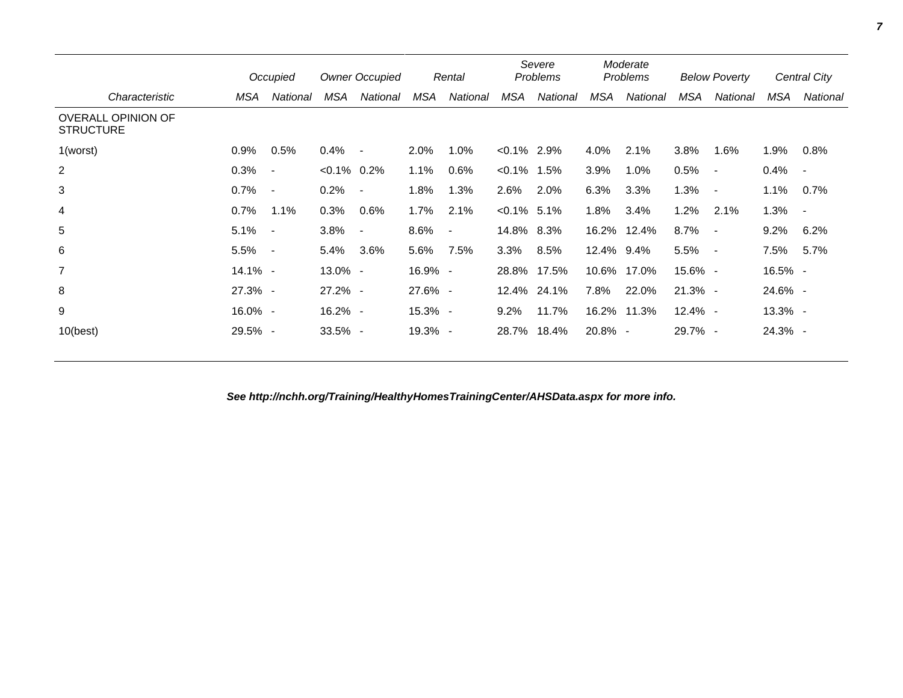| | Occupied | | Owner Occupied | | Rental | | Severe Problems | | Moderate Problems | | Below Poverty | | Central City | |
|---|---|---|---|---|---|---|---|---|---|---|---|---|---|---|
| Characteristic | MSA | National | MSA | National | MSA | National | MSA | National | MSA | National | MSA | National | MSA | National |
| OVERALL OPINION OF STRUCTURE | | | | | | | | | | | | | | |
| 1(worst) | 0.9% | 0.5% | 0.4% | - | 2.0% | 1.0% | <0.1% | 2.9% | 4.0% | 2.1% | 3.8% | 1.6% | 1.9% | 0.8% |
| 2 | 0.3% | - | <0.1% | 0.2% | 1.1% | 0.6% | <0.1% | 1.5% | 3.9% | 1.0% | 0.5% | - | 0.4% | - |
| 3 | 0.7% | - | 0.2% | - | 1.8% | 1.3% | 2.6% | 2.0% | 6.3% | 3.3% | 1.3% | - | 1.1% | 0.7% |
| 4 | 0.7% | 1.1% | 0.3% | 0.6% | 1.7% | 2.1% | <0.1% | 5.1% | 1.8% | 3.4% | 1.2% | 2.1% | 1.3% | - |
| 5 | 5.1% | - | 3.8% | - | 8.6% | - | 14.8% | 8.3% | 16.2% | 12.4% | 8.7% | - | 9.2% | 6.2% |
| 6 | 5.5% | - | 5.4% | 3.6% | 5.6% | 7.5% | 3.3% | 8.5% | 12.4% | 9.4% | 5.5% | - | 7.5% | 5.7% |
| 7 | 14.1% | - | 13.0% | - | 16.9% | - | 28.8% | 17.5% | 10.6% | 17.0% | 15.6% | - | 16.5% | - |
| 8 | 27.3% | - | 27.2% | - | 27.6% | - | 12.4% | 24.1% | 7.8% | 22.0% | 21.3% | - | 24.6% | - |
| 9 | 16.0% | - | 16.2% | - | 15.3% | - | 9.2% | 11.7% | 16.2% | 11.3% | 12.4% | - | 13.3% | - |
| 10(best) | 29.5% | - | 33.5% | - | 19.3% | - | 28.7% | 18.4% | 20.8% | - | 29.7% | - | 24.3% | - |

***See http://nchh.org/Training/HealthyHomesTrainingCenter/AHSData.aspx for more info.***